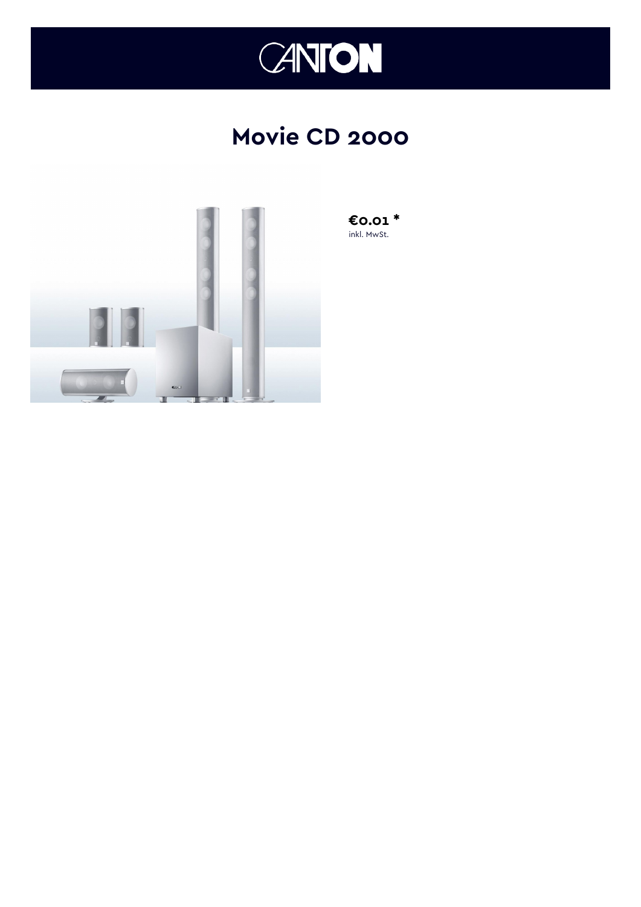# Movie CD 2000

**€0.01 ***

inkl. MwSt.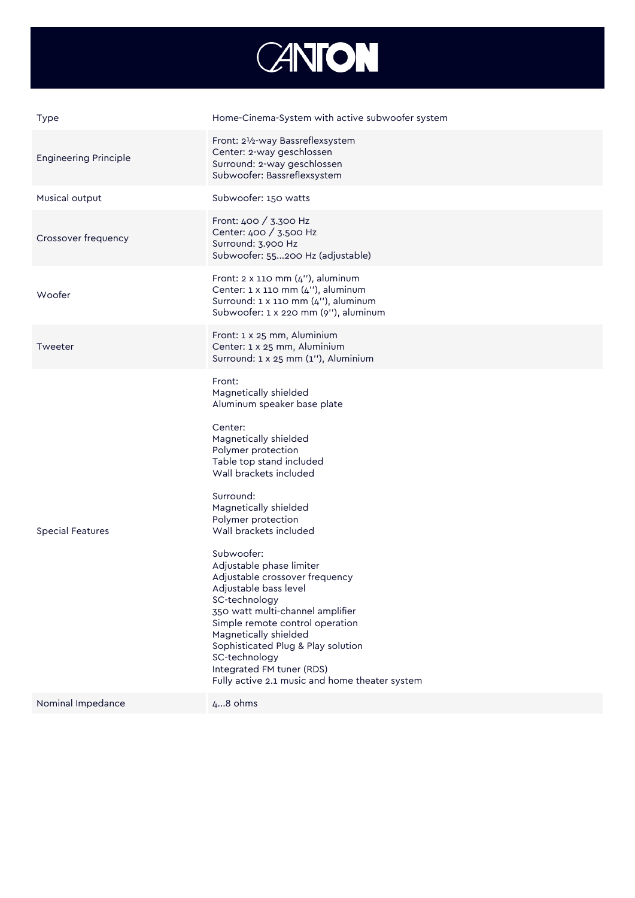# CANTON

| Type | Home-Cinema-System with active subwoofer system |
| --- | --- |
| Engineering Principle | Front: 2½-way Bassreflexsystem<br>Center: 2-way geschlossen<br>Surround: 2-way geschlossen<br>Subwoofer: Bassreflexsystem |
| Musical output | Subwoofer: 150 watts |
| Crossover frequency | Front: 400 / 3.300 Hz<br>Center: 400 / 3.500 Hz<br>Surround: 3.900 Hz<br>Subwoofer: 55...200 Hz (adjustable) |
| Woofer | Front: 2 x 110 mm (4''), aluminum<br>Center: 1 x 110 mm (4''), aluminum<br>Surround: 1 x 110 mm (4''), aluminum<br>Subwoofer: 1 x 220 mm (9''), aluminum |
| Tweeter | Front: 1 x 25 mm, Aluminium<br>Center: 1 x 25 mm, Aluminium<br>Surround: 1 x 25 mm (1''), Aluminium |
| Special Features | Front:<br>Magnetically shielded<br>Aluminum speaker base plate<br><br>Center:<br>Magnetically shielded<br>Polymer protection<br>Table top stand included<br>Wall brackets included<br><br>Surround:<br>Magnetically shielded<br>Polymer protection<br>Wall brackets included<br><br>Subwoofer:<br>Adjustable phase limiter<br>Adjustable crossover frequency<br>Adjustable bass level<br>SC-technology<br>350 watt multi-channel amplifier<br>Simple remote control operation<br>Magnetically shielded<br>Sophisticated Plug & Play solution<br>SC-technology<br>Integrated FM tuner (RDS)<br>Fully active 2.1 music and home theater system |
| Nominal Impedance | 4...8 ohms |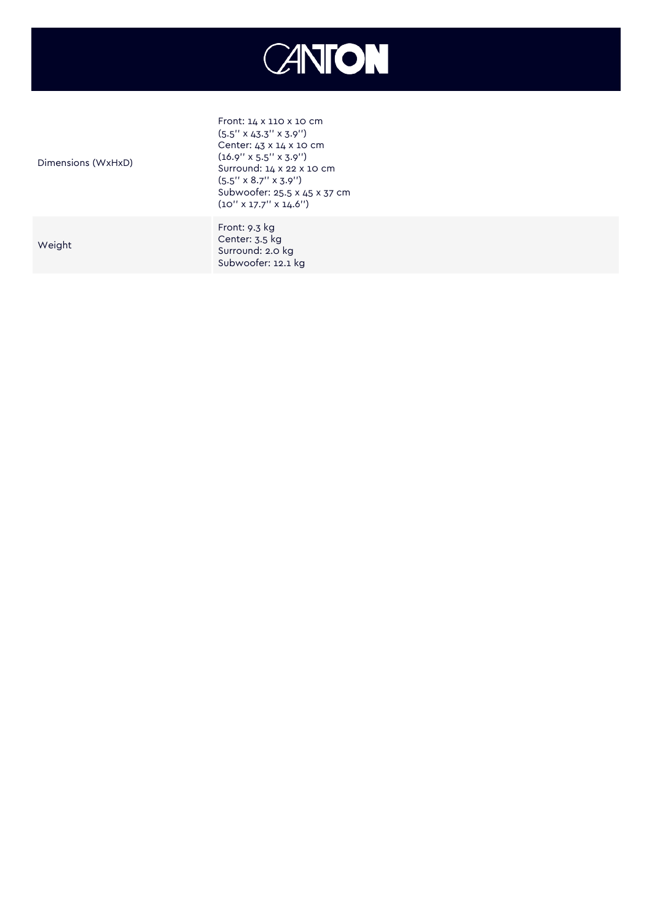| | |
|---|---|
| Dimensions (WxHxD) | Front: 14 x 110 x 10 cm<br>(5.5'' x 43.3'' x 3.9'')<br>Center: 43 x 14 x 10 cm<br>(16.9'' x 5.5'' x 3.9'')<br>Surround: 14 x 22 x 10 cm<br>(5.5'' x 8.7'' x 3.9'')<br>Subwoofer: 25.5 x 45 x 37 cm<br>(10'' x 17.7'' x 14.6'') |
| Weight | Front: 9.3 kg<br>Center: 3.5 kg<br>Surround: 2.0 kg<br>Subwoofer: 12.1 kg |